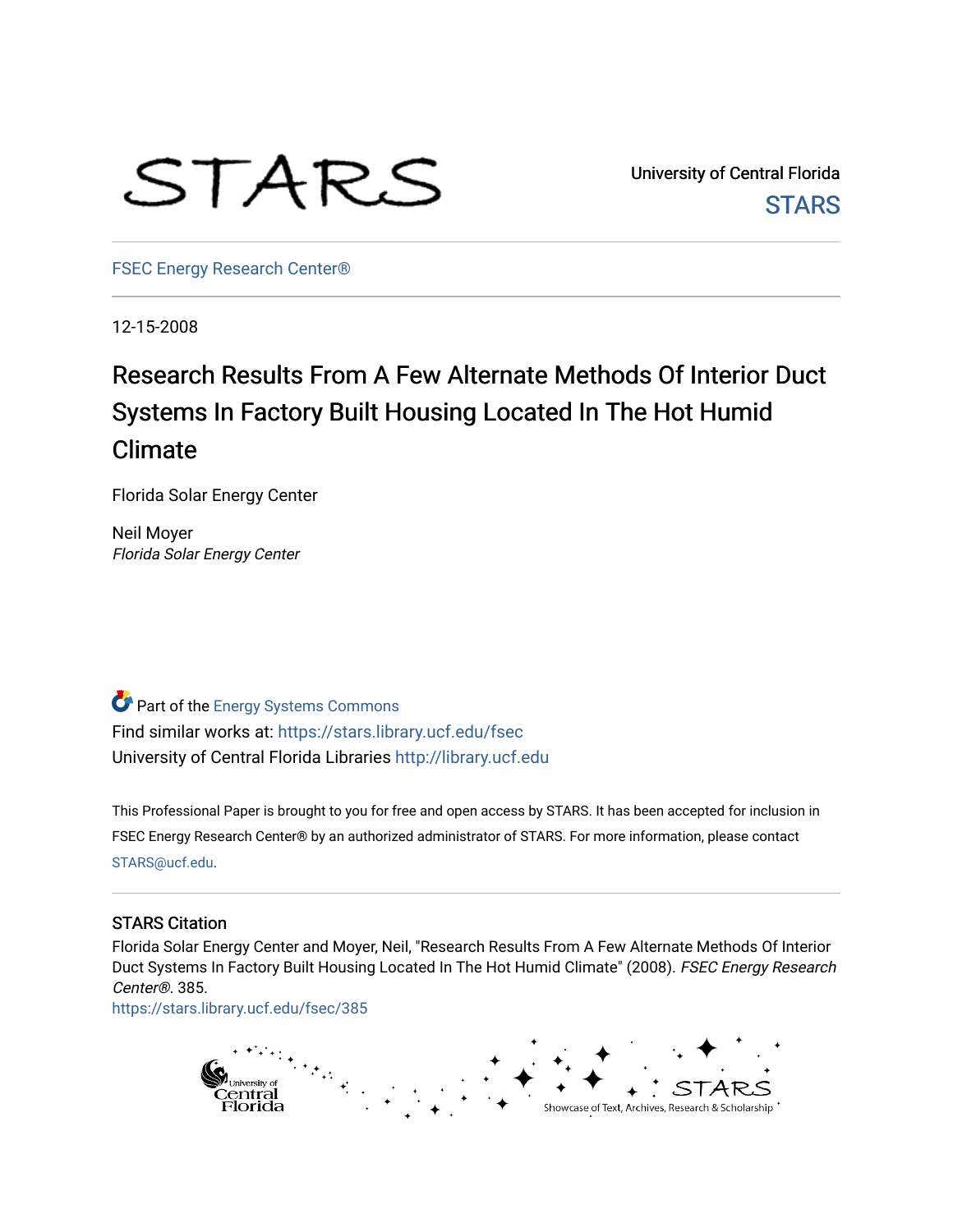University of Central Florida

STARS

FSEC Energy Research Center®

12-15-2008

# Research Results From A Few Alternate Methods Of Interior Duct Systems In Factory Built Housing Located In The Hot Humid Climate

Florida Solar Energy Center

Neil Moyer
*Florida Solar Energy Center*

Part of the Energy Systems Commons

Find similar works at: https://stars.library.ucf.edu/fsec

University of Central Florida Libraries http://library.ucf.edu

This Professional Paper is brought to you for free and open access by STARS. It has been accepted for inclusion in FSEC Energy Research Center® by an authorized administrator of STARS. For more information, please contact STARS@ucf.edu.

## STARS Citation

Florida Solar Energy Center and Moyer, Neil, "Research Results From A Few Alternate Methods Of Interior Duct Systems In Factory Built Housing Located In The Hot Humid Climate" (2008). *FSEC Energy Research Center®*. 385.
https://stars.library.ucf.edu/fsec/385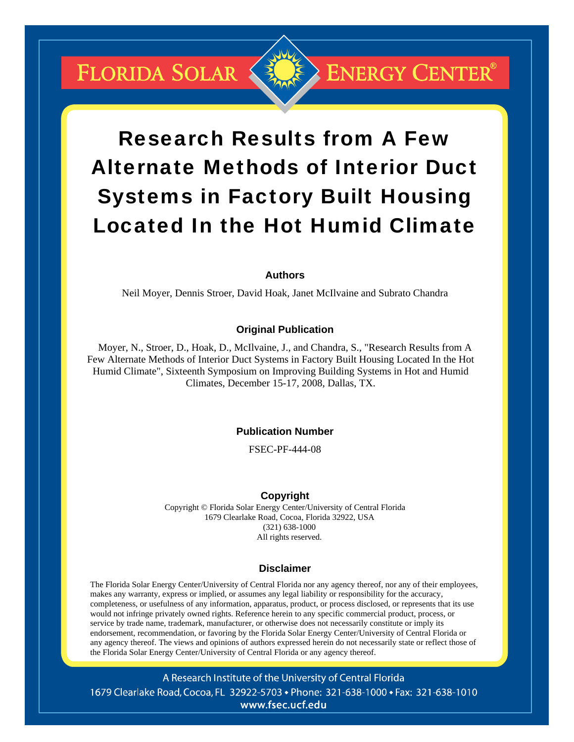# FLORIDA SOLAR ENERGY CENTER®

# Research Results from A Few Alternate Methods of Interior Duct Systems in Factory Built Housing Located In the Hot Humid Climate

### Authors

Neil Moyer, Dennis Stroer, David Hoak, Janet McIlvaine and Subrato Chandra

### Original Publication

Moyer, N., Stroer, D., Hoak, D., McIlvaine, J., and Chandra, S., "Research Results from A Few Alternate Methods of Interior Duct Systems in Factory Built Housing Located In the Hot Humid Climate", Sixteenth Symposium on Improving Building Systems in Hot and Humid Climates, December 15-17, 2008, Dallas, TX.

### Publication Number

FSEC-PF-444-08

### Copyright

Copyright © Florida Solar Energy Center/University of Central Florida
1679 Clearlake Road, Cocoa, Florida 32922, USA
(321) 638-1000
All rights reserved.

### Disclaimer

The Florida Solar Energy Center/University of Central Florida nor any agency thereof, nor any of their employees, makes any warranty, express or implied, or assumes any legal liability or responsibility for the accuracy, completeness, or usefulness of any information, apparatus, product, or process disclosed, or represents that its use would not infringe privately owned rights. Reference herein to any specific commercial product, process, or service by trade name, trademark, manufacturer, or otherwise does not necessarily constitute or imply its endorsement, recommendation, or favoring by the Florida Solar Energy Center/University of Central Florida or any agency thereof. The views and opinions of authors expressed herein do not necessarily state or reflect those of the Florida Solar Energy Center/University of Central Florida or any agency thereof.

A Research Institute of the University of Central Florida
1679 Clearlake Road, Cocoa, FL 32922-5703 • Phone: 321-638-1000 • Fax: 321-638-1010
www.fsec.ucf.edu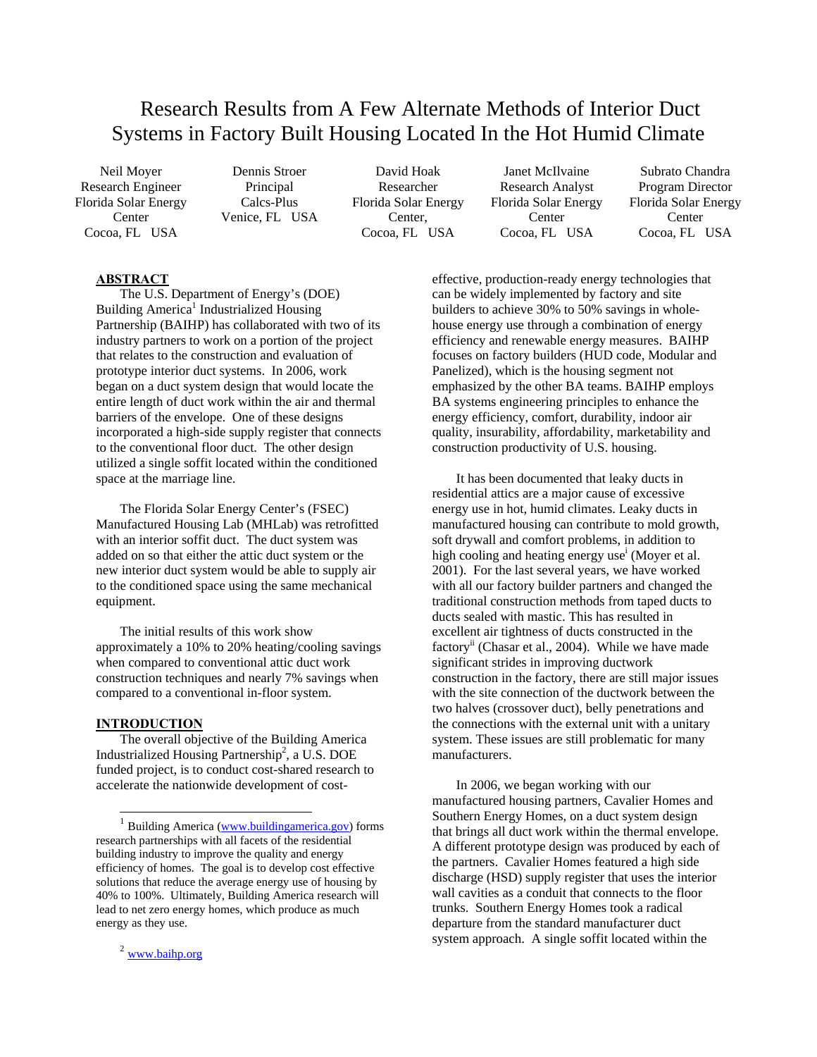# Research Results from A Few Alternate Methods of Interior Duct Systems in Factory Built Housing Located In the Hot Humid Climate

Neil Moyer
Research Engineer
Florida Solar Energy Center
Cocoa, FL USA

Dennis Stroer
Principal
Calcs-Plus
Venice, FL USA

David Hoak
Researcher
Florida Solar Energy Center,
Cocoa, FL USA

Janet McIlvaine
Research Analyst
Florida Solar Energy Center
Cocoa, FL USA

Subrato Chandra
Program Director
Florida Solar Energy Center
Cocoa, FL USA

## ABSTRACT

The U.S. Department of Energy's (DOE) Building America[1] Industrialized Housing Partnership (BAIHP) has collaborated with two of its industry partners to work on a portion of the project that relates to the construction and evaluation of prototype interior duct systems. In 2006, work began on a duct system design that would locate the entire length of duct work within the air and thermal barriers of the envelope. One of these designs incorporated a high-side supply register that connects to the conventional floor duct. The other design utilized a single soffit located within the conditioned space at the marriage line.

The Florida Solar Energy Center's (FSEC) Manufactured Housing Lab (MHLab) was retrofitted with an interior soffit duct. The duct system was added on so that either the attic duct system or the new interior duct system would be able to supply air to the conditioned space using the same mechanical equipment.

The initial results of this work show approximately a 10% to 20% heating/cooling savings when compared to conventional attic duct work construction techniques and nearly 7% savings when compared to a conventional in-floor system.

## INTRODUCTION

The overall objective of the Building America Industrialized Housing Partnership[2], a U.S. DOE funded project, is to conduct cost-shared research to accelerate the nationwide development of cost-effective, production-ready energy technologies that can be widely implemented by factory and site builders to achieve 30% to 50% savings in whole-house energy use through a combination of energy efficiency and renewable energy measures. BAIHP focuses on factory builders (HUD code, Modular and Panelized), which is the housing segment not emphasized by the other BA teams. BAIHP employs BA systems engineering principles to enhance the energy efficiency, comfort, durability, indoor air quality, insurability, affordability, marketability and construction productivity of U.S. housing.

It has been documented that leaky ducts in residential attics are a major cause of excessive energy use in hot, humid climates. Leaky ducts in manufactured housing can contribute to mold growth, soft drywall and comfort problems, in addition to high cooling and heating energy use[i] (Moyer et al. 2001). For the last several years, we have worked with all our factory builder partners and changed the traditional construction methods from taped ducts to ducts sealed with mastic. This has resulted in excellent air tightness of ducts constructed in the factory[ii] (Chasar et al., 2004). While we have made significant strides in improving ductwork construction in the factory, there are still major issues with the site connection of the ductwork between the two halves (crossover duct), belly penetrations and the connections with the external unit with a unitary system. These issues are still problematic for many manufacturers.

In 2006, we began working with our manufactured housing partners, Cavalier Homes and Southern Energy Homes, on a duct system design that brings all duct work within the thermal envelope. A different prototype design was produced by each of the partners. Cavalier Homes featured a high side discharge (HSD) supply register that uses the interior wall cavities as a conduit that connects to the floor trunks. Southern Energy Homes took a radical departure from the standard manufacturer duct system approach. A single soffit located within the

---

[1] Building America (www.buildingamerica.gov) forms research partnerships with all facets of the residential building industry to improve the quality and energy efficiency of homes. The goal is to develop cost effective solutions that reduce the average energy use of housing by 40% to 100%. Ultimately, Building America research will lead to net zero energy homes, which produce as much energy as they use.

[2] www.baihp.org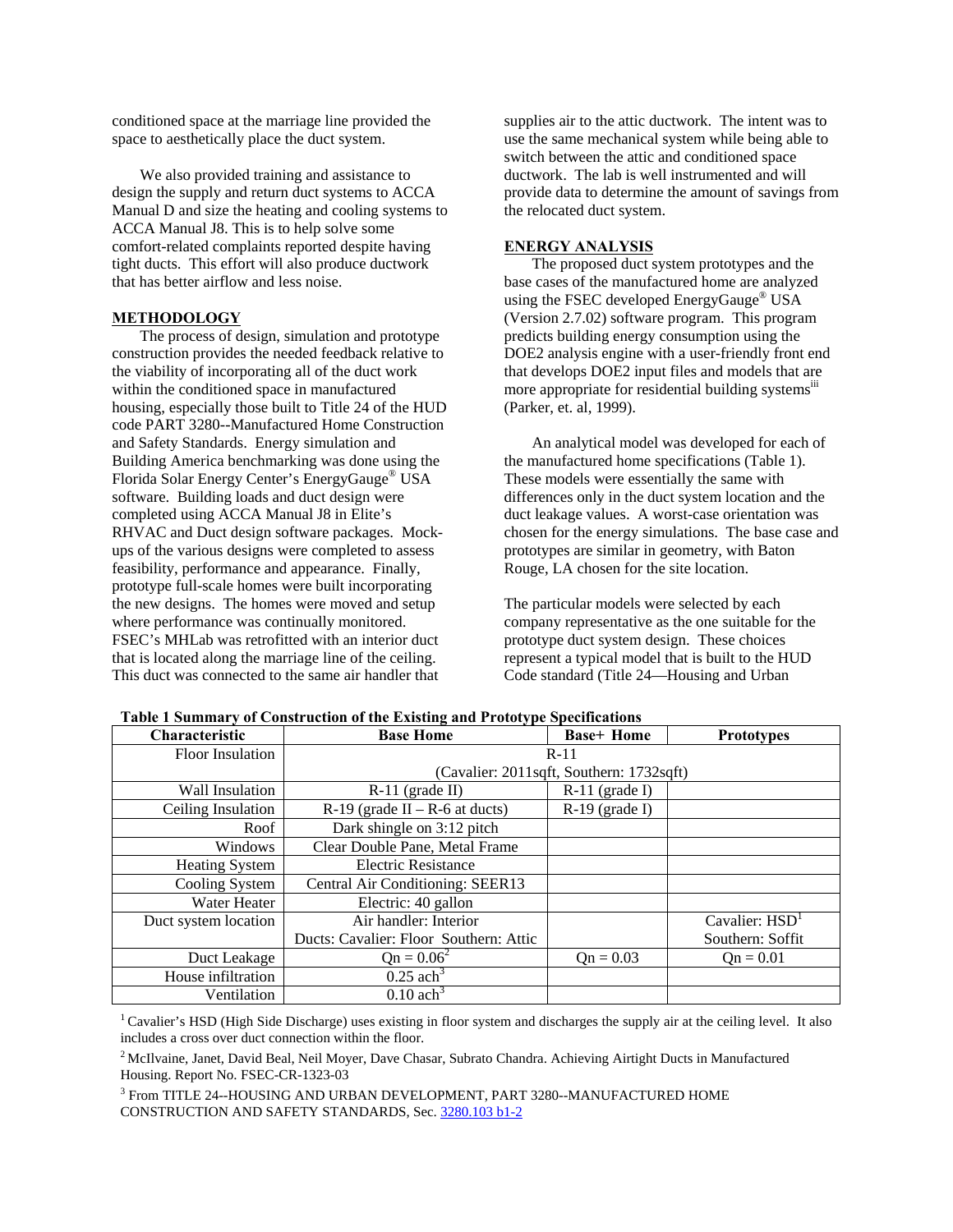conditioned space at the marriage line provided the space to aesthetically place the duct system.

We also provided training and assistance to design the supply and return duct systems to ACCA Manual D and size the heating and cooling systems to ACCA Manual J8. This is to help solve some comfort-related complaints reported despite having tight ducts. This effort will also produce ductwork that has better airflow and less noise.

## METHODOLOGY

The process of design, simulation and prototype construction provides the needed feedback relative to the viability of incorporating all of the duct work within the conditioned space in manufactured housing, especially those built to Title 24 of the HUD code PART 3280--Manufactured Home Construction and Safety Standards. Energy simulation and Building America benchmarking was done using the Florida Solar Energy Center's EnergyGauge® USA software. Building loads and duct design were completed using ACCA Manual J8 in Elite's RHVAC and Duct design software packages. Mock-ups of the various designs were completed to assess feasibility, performance and appearance. Finally, prototype full-scale homes were built incorporating the new designs. The homes were moved and setup where performance was continually monitored. FSEC's MHLab was retrofitted with an interior duct that is located along the marriage line of the ceiling. This duct was connected to the same air handler that supplies air to the attic ductwork. The intent was to use the same mechanical system while being able to switch between the attic and conditioned space ductwork. The lab is well instrumented and will provide data to determine the amount of savings from the relocated duct system.

## ENERGY ANALYSIS

The proposed duct system prototypes and the base cases of the manufactured home are analyzed using the FSEC developed EnergyGauge® USA (Version 2.7.02) software program. This program predicts building energy consumption using the DOE2 analysis engine with a user-friendly front end that develops DOE2 input files and models that are more appropriate for residential building systems[iii] (Parker, et. al, 1999).

An analytical model was developed for each of the manufactured home specifications (Table 1). These models were essentially the same with differences only in the duct system location and the duct leakage values. A worst-case orientation was chosen for the energy simulations. The base case and prototypes are similar in geometry, with Baton Rouge, LA chosen for the site location.

The particular models were selected by each company representative as the one suitable for the prototype duct system design. These choices represent a typical model that is built to the HUD Code standard (Title 24—Housing and Urban

**Table 1 Summary of Construction of the Existing and Prototype Specifications**

| Characteristic | Base Home | Base+ Home | Prototypes |
|---|---|---|---|
| Floor Insulation | R-11 (Cavalier: 2011sqft, Southern: 1732sqft) | | |
| Wall Insulation | R-11 (grade II) | R-11 (grade I) | |
| Ceiling Insulation | R-19 (grade II – R-6 at ducts) | R-19 (grade I) | |
| Roof | Dark shingle on 3:12 pitch | | |
| Windows | Clear Double Pane, Metal Frame | | |
| Heating System | Electric Resistance | | |
| Cooling System | Central Air Conditioning: SEER13 | | |
| Water Heater | Electric: 40 gallon | | |
| Duct system location | Air handler: Interior<br>Ducts: Cavalier: Floor Southern: Attic | | Cavalier: HSD[1]<br>Southern: Soffit |
| Duct Leakage | Qn = 0.06[2] | Qn = 0.03 | Qn = 0.01 |
| House infiltration | 0.25 ach[3] | | |
| Ventilation | 0.10 ach[3] | | |

[1] Cavalier's HSD (High Side Discharge) uses existing in floor system and discharges the supply air at the ceiling level. It also includes a cross over duct connection within the floor.

[2] McIlvaine, Janet, David Beal, Neil Moyer, Dave Chasar, Subrato Chandra. Achieving Airtight Ducts in Manufactured Housing. Report No. FSEC-CR-1323-03

[3] From TITLE 24--HOUSING AND URBAN DEVELOPMENT, PART 3280--MANUFACTURED HOME CONSTRUCTION AND SAFETY STANDARDS, Sec. 3280.103 b1-2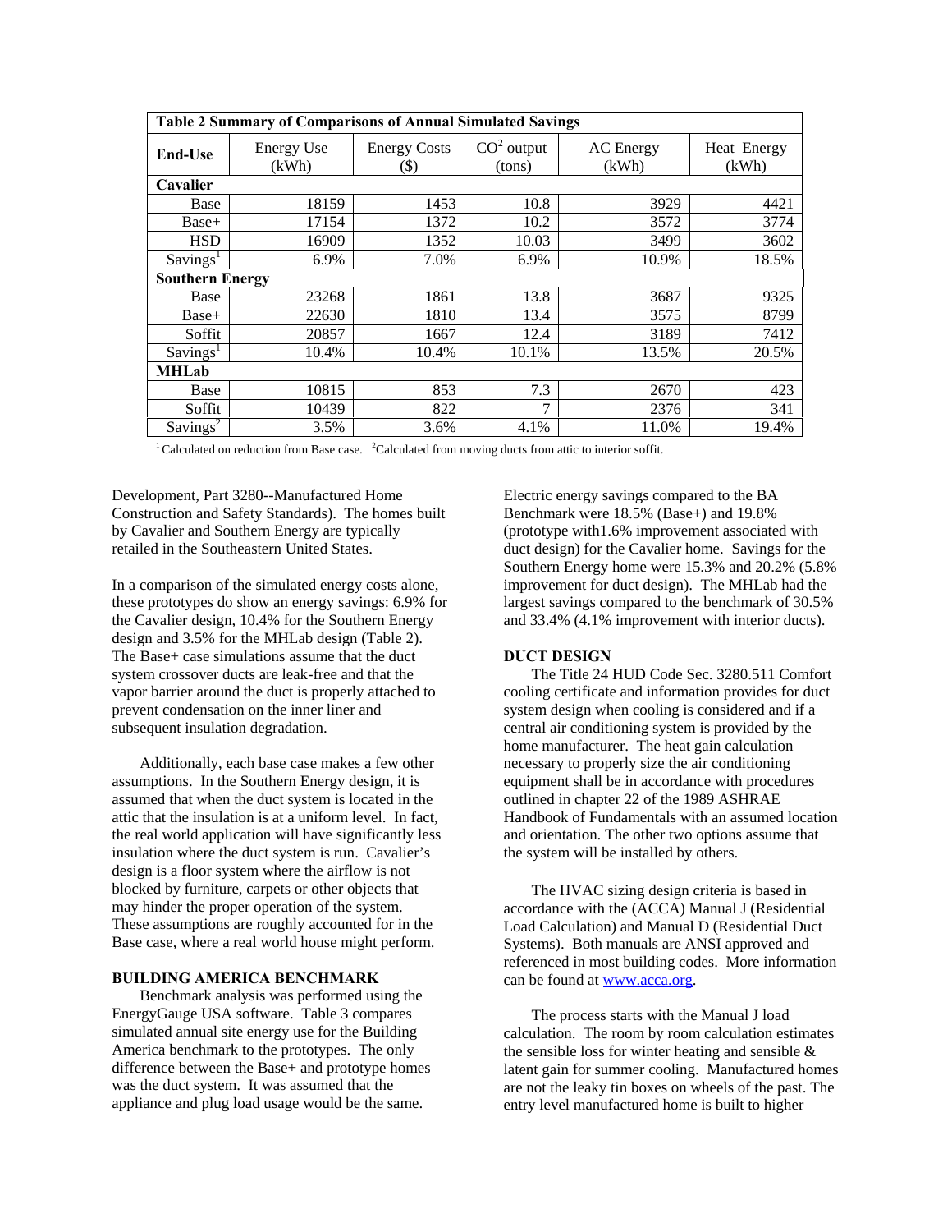| Table 2 Summary of Comparisons of Annual Simulated Savings | | | | | |
|---|---|---|---|---|---|
| **End-Use** | Energy Use (kWh) | Energy Costs ($) | $CO^2$ output (tons) | AC Energy (kWh) | Heat Energy (kWh) |
| **Cavalier** | | | | | |
| Base | 18159 | 1453 | 10.8 | 3929 | 4421 |
| Base+ | 17154 | 1372 | 10.2 | 3572 | 3774 |
| HSD | 16909 | 1352 | 10.03 | 3499 | 3602 |
| Savings[1] | 6.9% | 7.0% | 6.9% | 10.9% | 18.5% |
| **Southern Energy** | | | | | |
| Base | 23268 | 1861 | 13.8 | 3687 | 9325 |
| Base+ | 22630 | 1810 | 13.4 | 3575 | 8799 |
| Soffit | 20857 | 1667 | 12.4 | 3189 | 7412 |
| Savings[1] | 10.4% | 10.4% | 10.1% | 13.5% | 20.5% |
| **MHLab** | | | | | |
| Base | 10815 | 853 | 7.3 | 2670 | 423 |
| Soffit | 10439 | 822 | 7 | 2376 | 341 |
| Savings[2] | 3.5% | 3.6% | 4.1% | 11.0% | 19.4% |

[1] Calculated on reduction from Base case. [2] Calculated from moving ducts from attic to interior soffit.

Development, Part 3280--Manufactured Home Construction and Safety Standards). The homes built by Cavalier and Southern Energy are typically retailed in the Southeastern United States.

In a comparison of the simulated energy costs alone, these prototypes do show an energy savings: 6.9% for the Cavalier design, 10.4% for the Southern Energy design and 3.5% for the MHLab design (Table 2). The Base+ case simulations assume that the duct system crossover ducts are leak-free and that the vapor barrier around the duct is properly attached to prevent condensation on the inner liner and subsequent insulation degradation.

Additionally, each base case makes a few other assumptions. In the Southern Energy design, it is assumed that when the duct system is located in the attic that the insulation is at a uniform level. In fact, the real world application will have significantly less insulation where the duct system is run. Cavalier's design is a floor system where the airflow is not blocked by furniture, carpets or other objects that may hinder the proper operation of the system. These assumptions are roughly accounted for in the Base case, where a real world house might perform.

## BUILDING AMERICA BENCHMARK

Benchmark analysis was performed using the EnergyGauge USA software. Table 3 compares simulated annual site energy use for the Building America benchmark to the prototypes. The only difference between the Base+ and prototype homes was the duct system. It was assumed that the appliance and plug load usage would be the same.

Electric energy savings compared to the BA Benchmark were 18.5% (Base+) and 19.8% (prototype with1.6% improvement associated with duct design) for the Cavalier home. Savings for the Southern Energy home were 15.3% and 20.2% (5.8% improvement for duct design). The MHLab had the largest savings compared to the benchmark of 30.5% and 33.4% (4.1% improvement with interior ducts).

## DUCT DESIGN

The Title 24 HUD Code Sec. 3280.511 Comfort cooling certificate and information provides for duct system design when cooling is considered and if a central air conditioning system is provided by the home manufacturer. The heat gain calculation necessary to properly size the air conditioning equipment shall be in accordance with procedures outlined in chapter 22 of the 1989 ASHRAE Handbook of Fundamentals with an assumed location and orientation. The other two options assume that the system will be installed by others.

The HVAC sizing design criteria is based in accordance with the (ACCA) Manual J (Residential Load Calculation) and Manual D (Residential Duct Systems). Both manuals are ANSI approved and referenced in most building codes. More information can be found at www.acca.org.

The process starts with the Manual J load calculation. The room by room calculation estimates the sensible loss for winter heating and sensible & latent gain for summer cooling. Manufactured homes are not the leaky tin boxes on wheels of the past. The entry level manufactured home is built to higher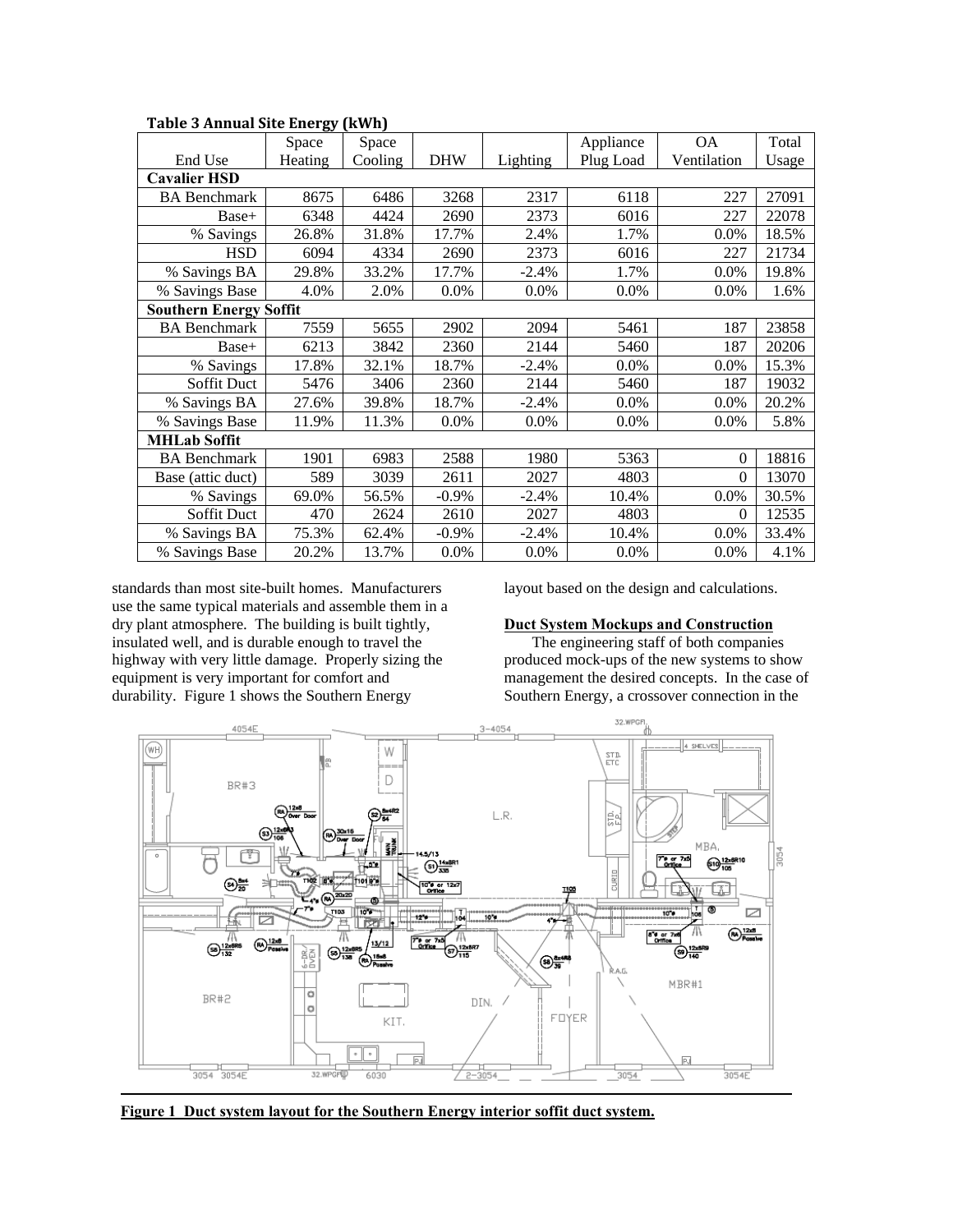**Table 3 Annual Site Energy (kWh)**

| End Use | Space Heating | Space Cooling | DHW | Lighting | Appliance Plug Load | OA Ventilation | Total Usage |
|---|---|---|---|---|---|---|---|
| **Cavalier HSD** | | | | | | | |
| BA Benchmark | 8675 | 6486 | 3268 | 2317 | 6118 | 227 | 27091 |
| Base+ | 6348 | 4424 | 2690 | 2373 | 6016 | 227 | 22078 |
| % Savings | 26.8% | 31.8% | 17.7% | 2.4% | 1.7% | 0.0% | 18.5% |
| HSD | 6094 | 4334 | 2690 | 2373 | 6016 | 227 | 21734 |
| % Savings BA | 29.8% | 33.2% | 17.7% | -2.4% | 1.7% | 0.0% | 19.8% |
| % Savings Base | 4.0% | 2.0% | 0.0% | 0.0% | 0.0% | 0.0% | 1.6% |
| **Southern Energy Soffit** | | | | | | | |
| BA Benchmark | 7559 | 5655 | 2902 | 2094 | 5461 | 187 | 23858 |
| Base+ | 6213 | 3842 | 2360 | 2144 | 5460 | 187 | 20206 |
| % Savings | 17.8% | 32.1% | 18.7% | -2.4% | 0.0% | 0.0% | 15.3% |
| Soffit Duct | 5476 | 3406 | 2360 | 2144 | 5460 | 187 | 19032 |
| % Savings BA | 27.6% | 39.8% | 18.7% | -2.4% | 0.0% | 0.0% | 20.2% |
| % Savings Base | 11.9% | 11.3% | 0.0% | 0.0% | 0.0% | 0.0% | 5.8% |
| **MHLab Soffit** | | | | | | | |
| BA Benchmark | 1901 | 6983 | 2588 | 1980 | 5363 | 0 | 18816 |
| Base (attic duct) | 589 | 3039 | 2611 | 2027 | 4803 | 0 | 13070 |
| % Savings | 69.0% | 56.5% | -0.9% | -2.4% | 10.4% | 0.0% | 30.5% |
| Soffit Duct | 470 | 2624 | 2610 | 2027 | 4803 | 0 | 12535 |
| % Savings BA | 75.3% | 62.4% | -0.9% | -2.4% | 10.4% | 0.0% | 33.4% |
| % Savings Base | 20.2% | 13.7% | 0.0% | 0.0% | 0.0% | 0.0% | 4.1% |

standards than most site-built homes. Manufacturers use the same typical materials and assemble them in a dry plant atmosphere. The building is built tightly, insulated well, and is durable enough to travel the highway with very little damage. Properly sizing the equipment is very important for comfort and durability. Figure 1 shows the Southern Energy layout based on the design and calculations.

## Duct System Mockups and Construction

The engineering staff of both companies produced mock-ups of the new systems to show management the desired concepts. In the case of Southern Energy, a crossover connection in the

**Figure 1 Duct system layout for the Southern Energy interior soffit duct system.**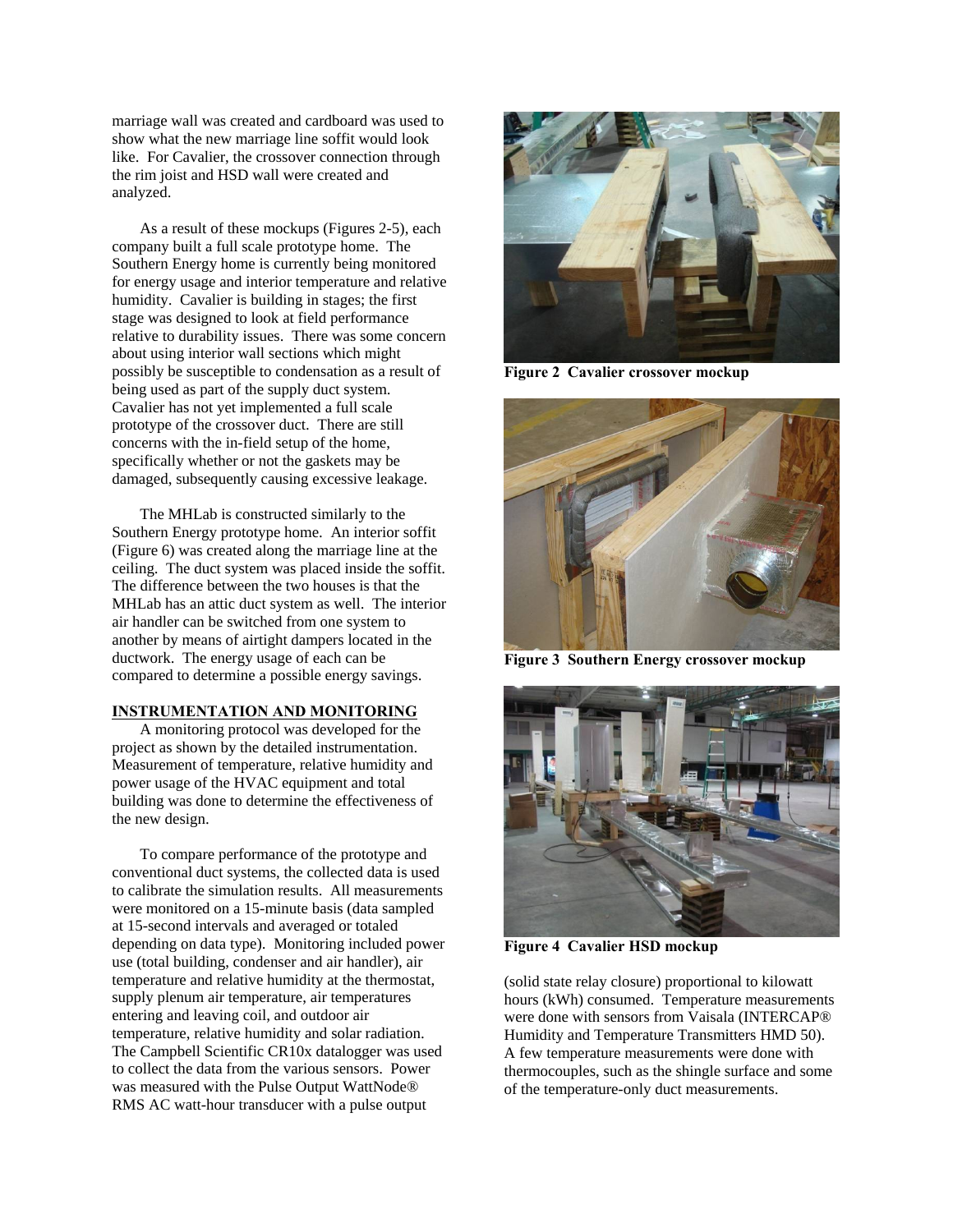marriage wall was created and cardboard was used to show what the new marriage line soffit would look like. For Cavalier, the crossover connection through the rim joist and HSD wall were created and analyzed.

As a result of these mockups (Figures 2-5), each company built a full scale prototype home. The Southern Energy home is currently being monitored for energy usage and interior temperature and relative humidity. Cavalier is building in stages; the first stage was designed to look at field performance relative to durability issues. There was some concern about using interior wall sections which might possibly be susceptible to condensation as a result of being used as part of the supply duct system. Cavalier has not yet implemented a full scale prototype of the crossover duct. There are still concerns with the in-field setup of the home, specifically whether or not the gaskets may be damaged, subsequently causing excessive leakage.

The MHLab is constructed similarly to the Southern Energy prototype home. An interior soffit (Figure 6) was created along the marriage line at the ceiling. The duct system was placed inside the soffit. The difference between the two houses is that the MHLab has an attic duct system as well. The interior air handler can be switched from one system to another by means of airtight dampers located in the ductwork. The energy usage of each can be compared to determine a possible energy savings.

## INSTRUMENTATION AND MONITORING

A monitoring protocol was developed for the project as shown by the detailed instrumentation. Measurement of temperature, relative humidity and power usage of the HVAC equipment and total building was done to determine the effectiveness of the new design.

To compare performance of the prototype and conventional duct systems, the collected data is used to calibrate the simulation results. All measurements were monitored on a 15-minute basis (data sampled at 15-second intervals and averaged or totaled depending on data type). Monitoring included power use (total building, condenser and air handler), air temperature and relative humidity at the thermostat, supply plenum air temperature, air temperatures entering and leaving coil, and outdoor air temperature, relative humidity and solar radiation. The Campbell Scientific CR10x datalogger was used to collect the data from the various sensors. Power was measured with the Pulse Output WattNode® RMS AC watt-hour transducer with a pulse output (solid state relay closure) proportional to kilowatt hours (kWh) consumed. Temperature measurements were done with sensors from Vaisala (INTERCAP® Humidity and Temperature Transmitters HMD 50). A few temperature measurements were done with thermocouples, such as the shingle surface and some of the temperature-only duct measurements.

**Figure 2 Cavalier crossover mockup**

**Figure 3 Southern Energy crossover mockup**

**Figure 4 Cavalier HSD mockup**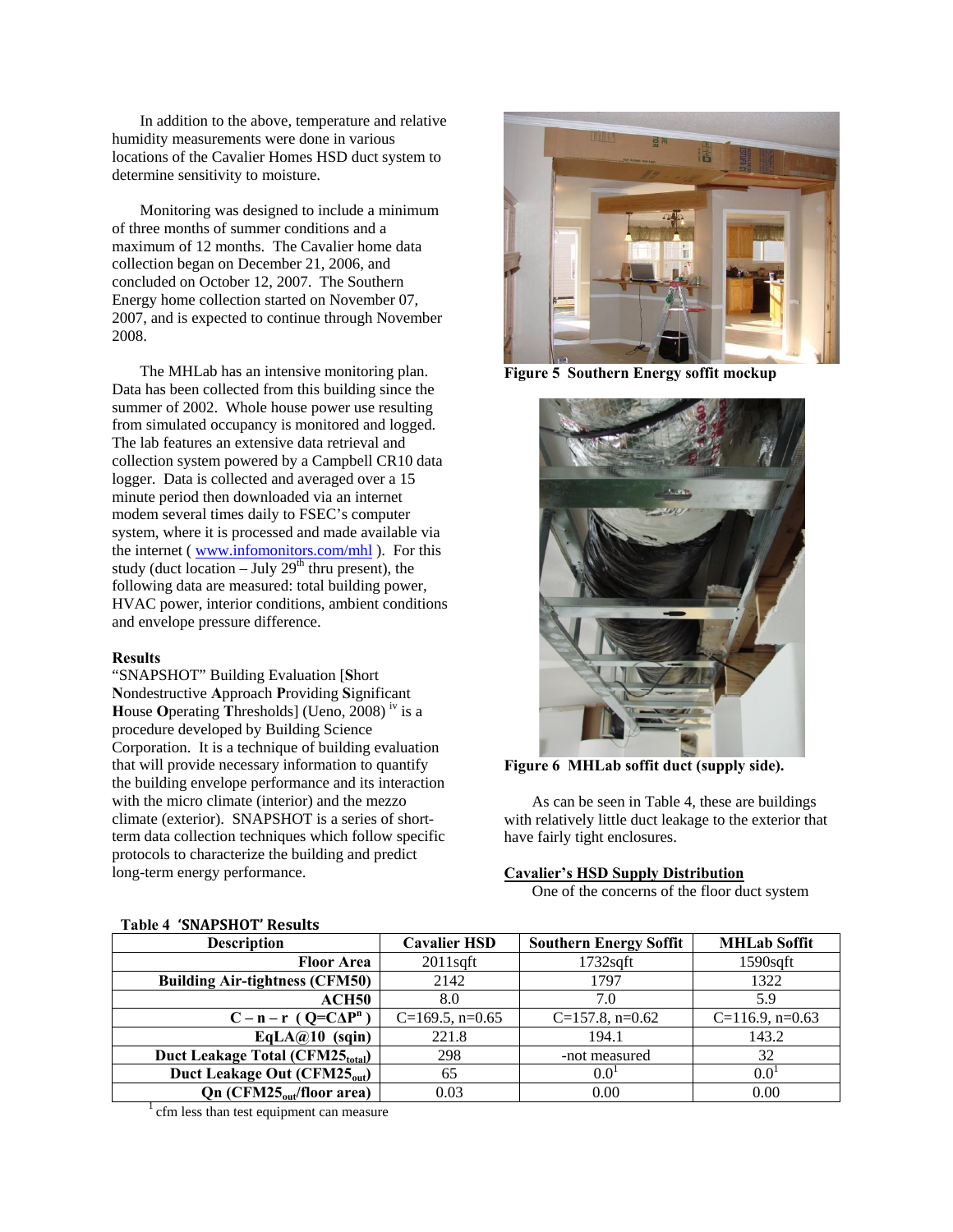In addition to the above, temperature and relative humidity measurements were done in various locations of the Cavalier Homes HSD duct system to determine sensitivity to moisture.

Monitoring was designed to include a minimum of three months of summer conditions and a maximum of 12 months. The Cavalier home data collection began on December 21, 2006, and concluded on October 12, 2007. The Southern Energy home collection started on November 07, 2007, and is expected to continue through November 2008.

The MHLab has an intensive monitoring plan. Data has been collected from this building since the summer of 2002. Whole house power use resulting from simulated occupancy is monitored and logged. The lab features an extensive data retrieval and collection system powered by a Campbell CR10 data logger. Data is collected and averaged over a 15 minute period then downloaded via an internet modem several times daily to FSEC's computer system, where it is processed and made available via the internet ( www.infomonitors.com/mhl ). For this study (duct location – July 29th thru present), the following data are measured: total building power, HVAC power, interior conditions, ambient conditions and envelope pressure difference.

**Results**

"SNAPSHOT" Building Evaluation [**S**hort **N**ondestructive **A**pproach **P**roviding **S**ignificant **H**ouse **O**perating **T**hresholds] (Ueno, 2008) [iv] is a procedure developed by Building Science Corporation. It is a technique of building evaluation that will provide necessary information to quantify the building envelope performance and its interaction with the micro climate (interior) and the mezzo climate (exterior). SNAPSHOT is a series of short-term data collection techniques which follow specific protocols to characterize the building and predict long-term energy performance.

**Figure 5 Southern Energy soffit mockup**

**Figure 6 MHLab soffit duct (supply side).**

As can be seen in Table 4, these are buildings with relatively little duct leakage to the exterior that have fairly tight enclosures.

**Cavalier's HSD Supply Distribution**

One of the concerns of the floor duct system

**Table 4 'SNAPSHOT' Results**

| Description | Cavalier HSD | Southern Energy Soffit | MHLab Soffit |
|---|---|---|---|
| Floor Area | 2011sqft | 1732sqft | 1590sqft |
| Building Air-tightness (CFM50) | 2142 | 1797 | 1322 |
| ACH50 | 8.0 | 7.0 | 5.9 |
| C – n – r ( $Q=C\Delta P^n$ ) | C=169.5, n=0.65 | C=157.8, n=0.62 | C=116.9, n=0.63 |
| EqLA@10 (sqin) | 221.8 | 194.1 | 143.2 |
| Duct Leakage Total ($CFM25_{total}$) | 298 | -not measured | 32 |
| Duct Leakage Out ($CFM25_{out}$) | 65 | 0.0[1] | 0.0[1] |
| Qn ($CFM25_{out}$/floor area) | 0.03 | 0.00 | 0.00 |

[1] cfm less than test equipment can measure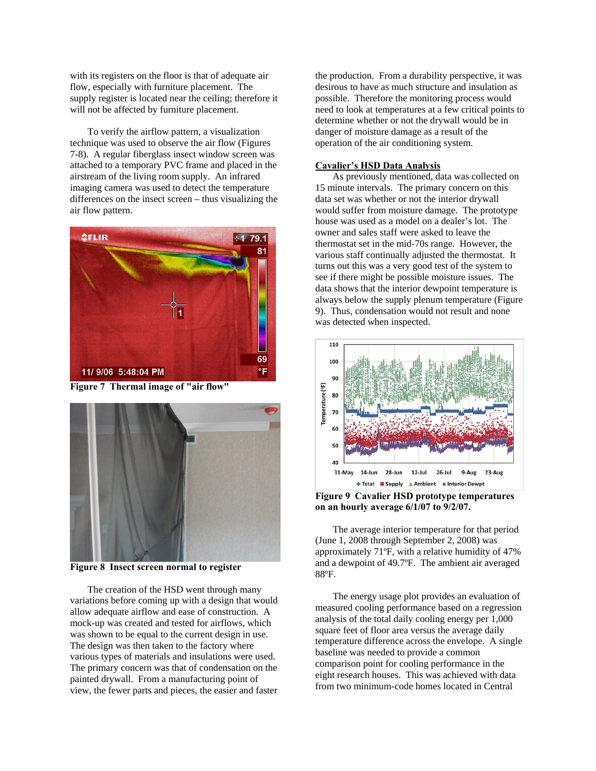with its registers on the floor is that of adequate air flow, especially with furniture placement. The supply register is located near the ceiling; therefore it will not be affected by furniture placement.

To verify the airflow pattern, a visualization technique was used to observe the air flow (Figures 7-8). A regular fiberglass insect window screen was attached to a temporary PVC frame and placed in the airstream of the living room supply. An infrared imaging camera was used to detect the temperature differences on the insect screen – thus visualizing the air flow pattern.

**Figure 7 Thermal image of "air flow"**

**Figure 8 Insect screen normal to register**

The creation of the HSD went through many variations before coming up with a design that would allow adequate airflow and ease of construction. A mock-up was created and tested for airflows, which was shown to be equal to the current design in use. The design was then taken to the factory where various types of materials and insulations were used. The primary concern was that of condensation on the painted drywall. From a manufacturing point of view, the fewer parts and pieces, the easier and faster the production. From a durability perspective, it was desirous to have as much structure and insulation as possible. Therefore the monitoring process would need to look at temperatures at a few critical points to determine whether or not the drywall would be in danger of moisture damage as a result of the operation of the air conditioning system.

## Cavalier's HSD Data Analysis

As previously mentioned, data was collected on 15 minute intervals. The primary concern on this data set was whether or not the interior drywall would suffer from moisture damage. The prototype house was used as a model on a dealer's lot. The owner and sales staff were asked to leave the thermostat set in the mid-70s range. However, the various staff continually adjusted the thermostat. It turns out this was a very good test of the system to see if there might be possible moisture issues. The data shows that the interior dewpoint temperature is always below the supply plenum temperature (Figure 9). Thus, condensation would not result and none was detected when inspected.

**Figure 9 Cavalier HSD prototype temperatures on an hourly average 6/1/07 to 9/2/07.**

The average interior temperature for that period (June 1, 2008 through September 2, 2008) was approximately 71ºF, with a relative humidity of 47% and a dewpoint of 49.7ºF. The ambient air averaged 88ºF.

The energy usage plot provides an evaluation of measured cooling performance based on a regression analysis of the total daily cooling energy per 1,000 square feet of floor area versus the average daily temperature difference across the envelope. A single baseline was needed to provide a common comparison point for cooling performance in the eight research houses. This was achieved with data from two minimum-code homes located in Central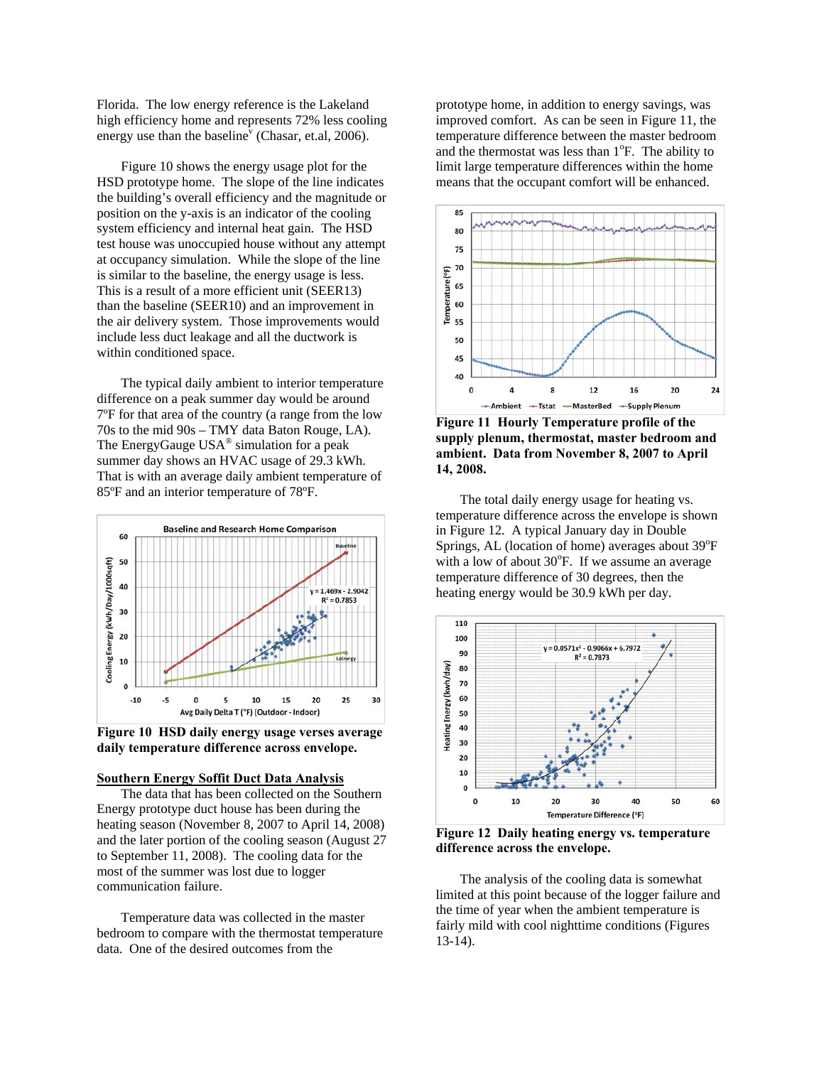Florida. The low energy reference is the Lakeland high efficiency home and represents 72% less cooling energy use than the baseline[v] (Chasar, et.al, 2006).

Figure 10 shows the energy usage plot for the HSD prototype home. The slope of the line indicates the building's overall efficiency and the magnitude or position on the y-axis is an indicator of the cooling system efficiency and internal heat gain. The HSD test house was unoccupied house without any attempt at occupancy simulation. While the slope of the line is similar to the baseline, the energy usage is less. This is a result of a more efficient unit (SEER13) than the baseline (SEER10) and an improvement in the air delivery system. Those improvements would include less duct leakage and all the ductwork is within conditioned space.

The typical daily ambient to interior temperature difference on a peak summer day would be around 7ºF for that area of the country (a range from the low 70s to the mid 90s – TMY data Baton Rouge, LA). The EnergyGauge USA® simulation for a peak summer day shows an HVAC usage of 29.3 kWh. That is with an average daily ambient temperature of 85ºF and an interior temperature of 78ºF.

**Figure 10 HSD daily energy usage verses average daily temperature difference across envelope.**

**Southern Energy Soffit Duct Data Analysis**

The data that has been collected on the Southern Energy prototype duct house has been during the heating season (November 8, 2007 to April 14, 2008) and the later portion of the cooling season (August 27 to September 11, 2008). The cooling data for the most of the summer was lost due to logger communication failure.

Temperature data was collected in the master bedroom to compare with the thermostat temperature data. One of the desired outcomes from the prototype home, in addition to energy savings, was improved comfort. As can be seen in Figure 11, the temperature difference between the master bedroom and the thermostat was less than 1ºF. The ability to limit large temperature differences within the home means that the occupant comfort will be enhanced.

**Figure 11 Hourly Temperature profile of the supply plenum, thermostat, master bedroom and ambient. Data from November 8, 2007 to April 14, 2008.**

The total daily energy usage for heating vs. temperature difference across the envelope is shown in Figure 12. A typical January day in Double Springs, AL (location of home) averages about 39ºF with a low of about 30ºF. If we assume an average temperature difference of 30 degrees, then the heating energy would be 30.9 kWh per day.

**Figure 12 Daily heating energy vs. temperature difference across the envelope.**

The analysis of the cooling data is somewhat limited at this point because of the logger failure and the time of year when the ambient temperature is fairly mild with cool nighttime conditions (Figures 13-14).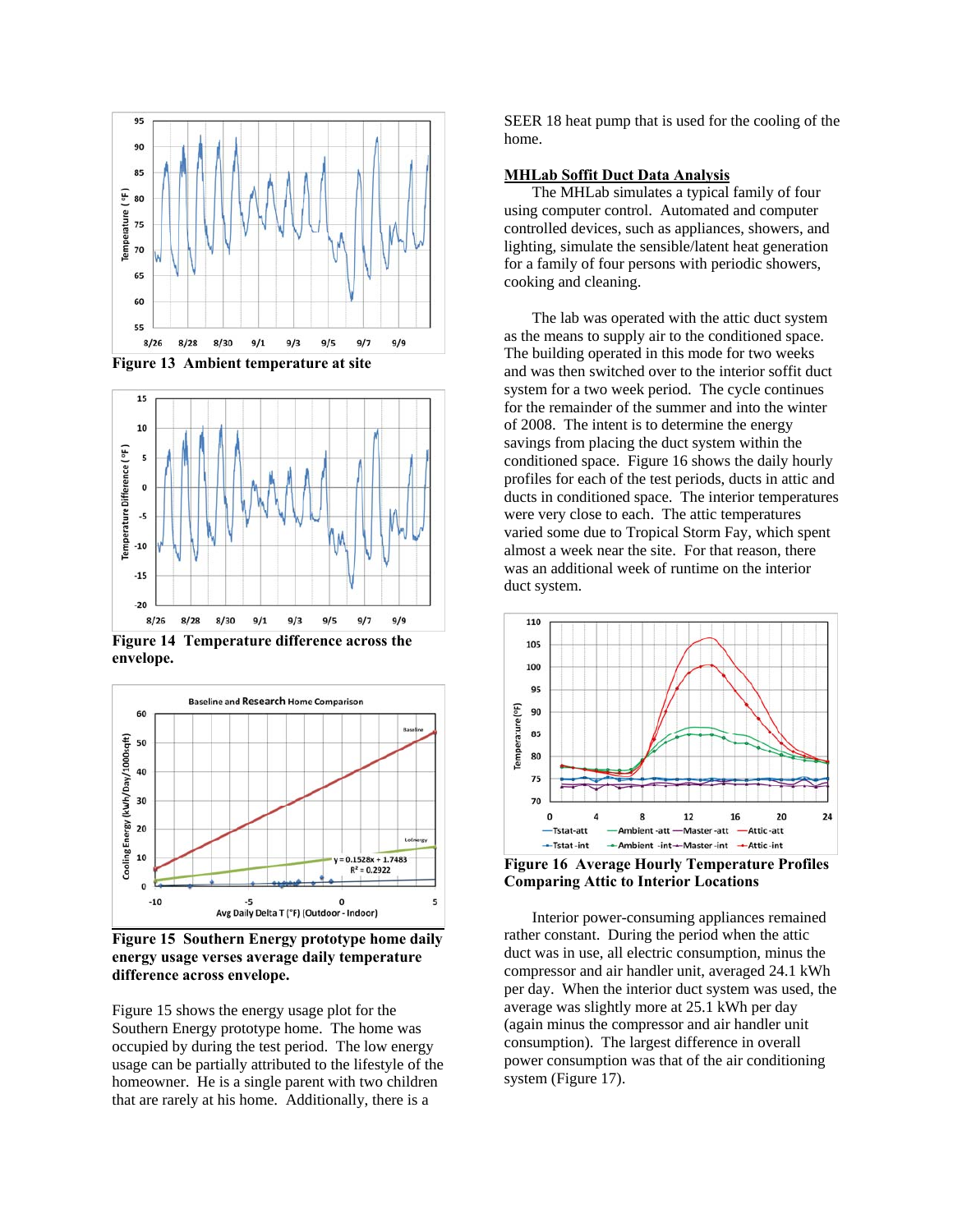Figure 13 Ambient temperature at site

Figure 14 Temperature difference across the envelope.

Figure 15 Southern Energy prototype home daily energy usage verses average daily temperature difference across envelope.

Figure 15 shows the energy usage plot for the Southern Energy prototype home. The home was occupied by during the test period. The low energy usage can be partially attributed to the lifestyle of the homeowner. He is a single parent with two children that are rarely at his home. Additionally, there is a SEER 18 heat pump that is used for the cooling of the home.

## MHLab Soffit Duct Data Analysis

The MHLab simulates a typical family of four using computer control. Automated and computer controlled devices, such as appliances, showers, and lighting, simulate the sensible/latent heat generation for a family of four persons with periodic showers, cooking and cleaning.

The lab was operated with the attic duct system as the means to supply air to the conditioned space. The building operated in this mode for two weeks and was then switched over to the interior soffit duct system for a two week period. The cycle continues for the remainder of the summer and into the winter of 2008. The intent is to determine the energy savings from placing the duct system within the conditioned space. Figure 16 shows the daily hourly profiles for each of the test periods, ducts in attic and ducts in conditioned space. The interior temperatures were very close to each. The attic temperatures varied some due to Tropical Storm Fay, which spent almost a week near the site. For that reason, there was an additional week of runtime on the interior duct system.

Figure 16 Average Hourly Temperature Profiles Comparing Attic to Interior Locations

Interior power-consuming appliances remained rather constant. During the period when the attic duct was in use, all electric consumption, minus the compressor and air handler unit, averaged 24.1 kWh per day. When the interior duct system was used, the average was slightly more at 25.1 kWh per day (again minus the compressor and air handler unit consumption). The largest difference in overall power consumption was that of the air conditioning system (Figure 17).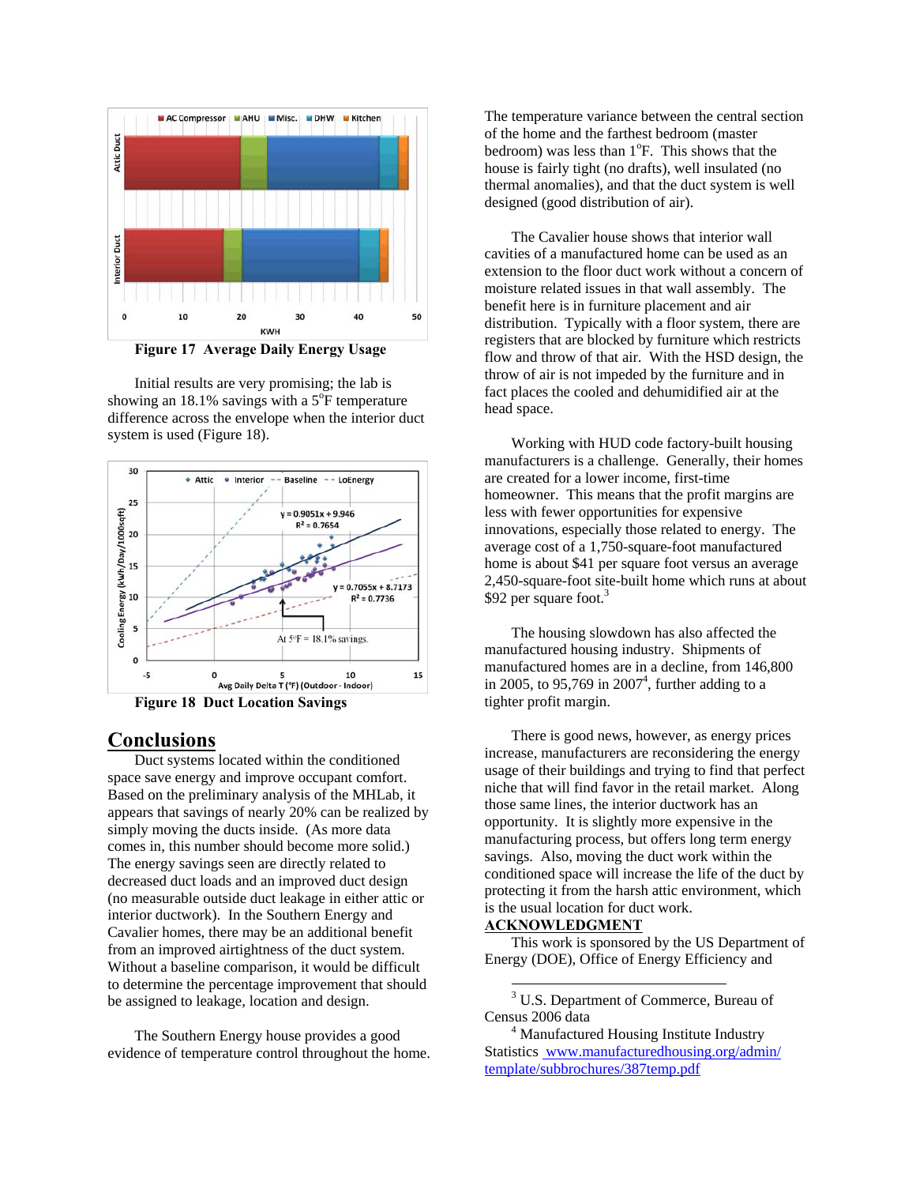Figure 17 Average Daily Energy Usage

Initial results are very promising; the lab is showing an 18.1% savings with a 5°F temperature difference across the envelope when the interior duct system is used (Figure 18).

Figure 18 Duct Location Savings

## Conclusions

Duct systems located within the conditioned space save energy and improve occupant comfort. Based on the preliminary analysis of the MHLab, it appears that savings of nearly 20% can be realized by simply moving the ducts inside. (As more data comes in, this number should become more solid.) The energy savings seen are directly related to decreased duct loads and an improved duct design (no measurable outside duct leakage in either attic or interior ductwork). In the Southern Energy and Cavalier homes, there may be an additional benefit from an improved airtightness of the duct system. Without a baseline comparison, it would be difficult to determine the percentage improvement that should be assigned to leakage, location and design.

The Southern Energy house provides a good evidence of temperature control throughout the home. The temperature variance between the central section of the home and the farthest bedroom (master bedroom) was less than 1°F. This shows that the house is fairly tight (no drafts), well insulated (no thermal anomalies), and that the duct system is well designed (good distribution of air).

The Cavalier house shows that interior wall cavities of a manufactured home can be used as an extension to the floor duct work without a concern of moisture related issues in that wall assembly. The benefit here is in furniture placement and air distribution. Typically with a floor system, there are registers that are blocked by furniture which restricts flow and throw of that air. With the HSD design, the throw of air is not impeded by the furniture and in fact places the cooled and dehumidified air at the head space.

Working with HUD code factory-built housing manufacturers is a challenge. Generally, their homes are created for a lower income, first-time homeowner. This means that the profit margins are less with fewer opportunities for expensive innovations, especially those related to energy. The average cost of a 1,750-square-foot manufactured home is about $41 per square foot versus an average 2,450-square-foot site-built home which runs at about $92 per square foot.[3]

The housing slowdown has also affected the manufactured housing industry. Shipments of manufactured homes are in a decline, from 146,800 in 2005, to 95,769 in 2007[4], further adding to a tighter profit margin.

There is good news, however, as energy prices increase, manufacturers are reconsidering the energy usage of their buildings and trying to find that perfect niche that will find favor in the retail market. Along those same lines, the interior ductwork has an opportunity. It is slightly more expensive in the manufacturing process, but offers long term energy savings. Also, moving the duct work within the conditioned space will increase the life of the duct by protecting it from the harsh attic environment, which is the usual location for duct work.

## ACKNOWLEDGMENT

This work is sponsored by the US Department of Energy (DOE), Office of Energy Efficiency and

[3] U.S. Department of Commerce, Bureau of Census 2006 data

[4] Manufactured Housing Institute Industry Statistics www.manufacturedhousing.org/admin/template/subbrochures/387temp.pdf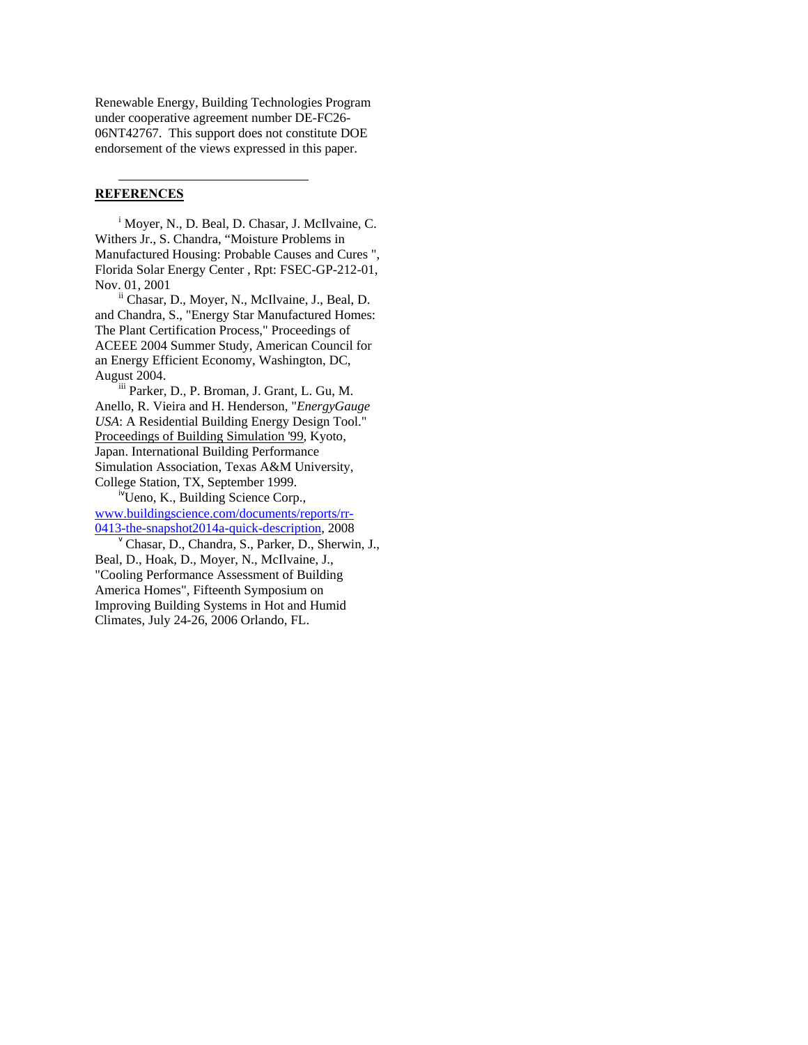Renewable Energy, Building Technologies Program under cooperative agreement number DE-FC26-06NT42767. This support does not constitute DOE endorsement of the views expressed in this paper.

## REFERENCES

[i] Moyer, N., D. Beal, D. Chasar, J. McIlvaine, C. Withers Jr., S. Chandra, "Moisture Problems in Manufactured Housing: Probable Causes and Cures ", Florida Solar Energy Center , Rpt: FSEC-GP-212-01, Nov. 01, 2001

[ii] Chasar, D., Moyer, N., McIlvaine, J., Beal, D. and Chandra, S., "Energy Star Manufactured Homes: The Plant Certification Process," Proceedings of ACEEE 2004 Summer Study, American Council for an Energy Efficient Economy, Washington, DC, August 2004.

[iii] Parker, D., P. Broman, J. Grant, L. Gu, M. Anello, R. Vieira and H. Henderson, "*EnergyGauge USA*: A Residential Building Energy Design Tool." Proceedings of Building Simulation '99, Kyoto, Japan. International Building Performance Simulation Association, Texas A&M University, College Station, TX, September 1999.

[iv] Ueno, K., Building Science Corp., www.buildingscience.com/documents/reports/rr-0413-the-snapshot2014a-quick-description, 2008

[v] Chasar, D., Chandra, S., Parker, D., Sherwin, J., Beal, D., Hoak, D., Moyer, N., McIlvaine, J., "Cooling Performance Assessment of Building America Homes", Fifteenth Symposium on Improving Building Systems in Hot and Humid Climates, July 24-26, 2006 Orlando, FL.